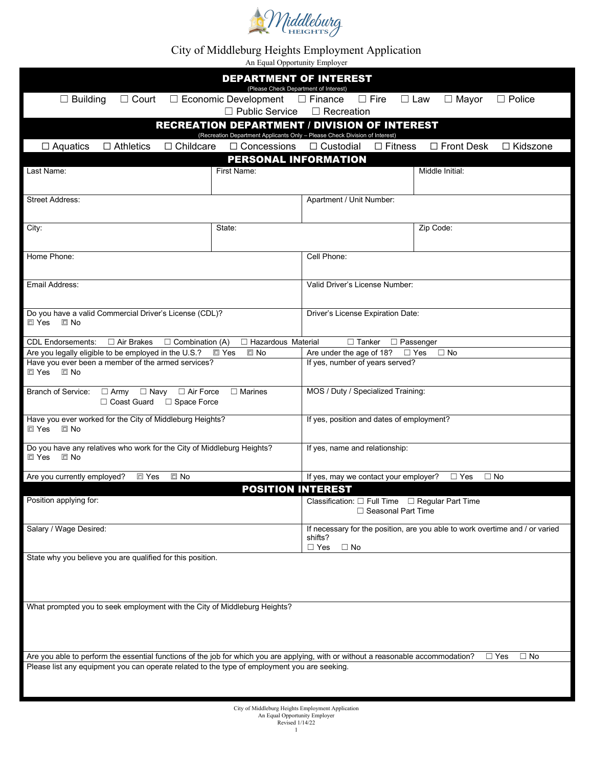# City of Middleburg Heights Employment Application

An Equal Opportunity Employer

## DEPARTMENT OF INTEREST

(Please Check Department of Interest)

☐ Building ☐ Court ☐ Economic Development ☐ Finance ☐ Fire ☐ Law ☐ Mayor ☐ Police ☐ Public Service ☐ Recreation

## RECREATION DEPARTMENT / DIVISION OF INTEREST

(Recreation Department Applicants Only – Please Check Division of Interest)

☐ Aquatics ☐ Athletics ☐ Childcare ☐ Concessions ☐ Custodial ☐ Fitness ☐ Front Desk ☐ Kidszone

## PERSONAL INFORMATION

| Last Name: | First Name: | Middle Initial: |
|---|---|---|
| | | |

| Street Address: | Apartment / Unit Number: |
|---|---|
| | |

| City: | State: | Zip Code: |
|---|---|---|
| | | |

| Home Phone: | Cell Phone: |
|---|---|
| Email Address: | Valid Driver's License Number: |
| Do you have a valid Commercial Driver's License (CDL)? ☐ Yes ☐ No | Driver's License Expiration Date: |

CDL Endorsements: ☐ Air Brakes ☐ Combination (A) ☐ Hazardous Material ☐ Tanker ☐ Passenger

| | |
|---|---|
| Are you legally eligible to be employed in the U.S.? ☐ Yes ☐ No | Are under the age of 18? ☐ Yes ☐ No |
| Have you ever been a member of the armed services? ☐ Yes ☐ No | If yes, number of years served? |
| Branch of Service: ☐ Army ☐ Navy ☐ Air Force ☐ Marines ☐ Coast Guard ☐ Space Force | MOS / Duty / Specialized Training: |
| Have you ever worked for the City of Middleburg Heights? ☐ Yes ☐ No | If yes, position and dates of employment? |
| Do you have any relatives who work for the City of Middleburg Heights? ☐ Yes ☐ No | If yes, name and relationship: |
| Are you currently employed? ☐ Yes ☐ No | If yes, may we contact your employer? ☐ Yes ☐ No |

## POSITION INTEREST

| | |
|---|---|
| Position applying for: | Classification: ☐ Full Time ☐ Regular Part Time ☐ Seasonal Part Time |
| Salary / Wage Desired: | If necessary for the position, are you able to work overtime and / or varied shifts? ☐ Yes ☐ No |

State why you believe you are qualified for this position.

What prompted you to seek employment with the City of Middleburg Heights?

Are you able to perform the essential functions of the job for which you are applying, with or without a reasonable accommodation? ☐ Yes ☐ No

Please list any equipment you can operate related to the type of employment you are seeking.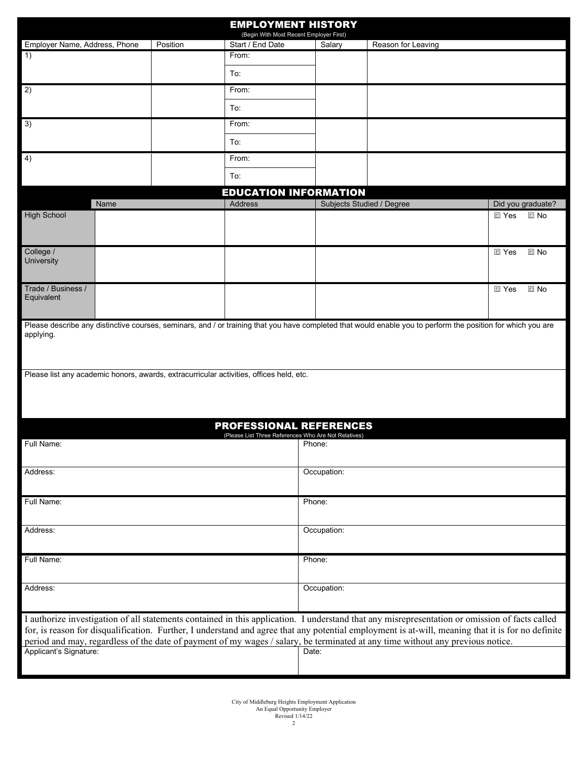## EMPLOYMENT HISTORY

(Begin With Most Recent Employer First)

| Employer Name, Address, Phone | Position | Start / End Date | Salary | Reason for Leaving |
|---|---|---|---|---|
| 1) | | From: | | |
| | | To: | | |
| 2) | | From: | | |
| | | To: | | |
| 3) | | From: | | |
| | | To: | | |
| 4) | | From: | | |
| | | To: | | |

## EDUCATION INFORMATION

| | Name | Address | Subjects Studied / Degree | Did you graduate? |
|---|---|---|---|---|
| High School | | | | ☐ Yes ☐ No |
| College / University | | | | ☐ Yes ☐ No |
| Trade / Business / Equivalent | | | | ☐ Yes ☐ No |

Please describe any distinctive courses, seminars, and / or training that you have completed that would enable you to perform the position for which you are applying.

Please list any academic honors, awards, extracurricular activities, offices held, etc.

## PROFESSIONAL REFERENCES

(Please List Three References Who Are Not Relatives)

| | |
|---|---|
| Full Name: | Phone: |
| Address: | Occupation: |
| Full Name: | Phone: |
| Address: | Occupation: |
| Full Name: | Phone: |
| Address: | Occupation: |

I authorize investigation of all statements contained in this application. I understand that any misrepresentation or omission of facts called for, is reason for disqualification. Further, I understand and agree that any potential employment is at-will, meaning that it is for no definite period and may, regardless of the date of payment of my wages / salary, be terminated at any time without any previous notice.

| | |
|---|---|
| Applicant's Signature: | Date: |

City of Middleburg Heights Employment Application
An Equal Opportunity Employer
Revised 1/14/22